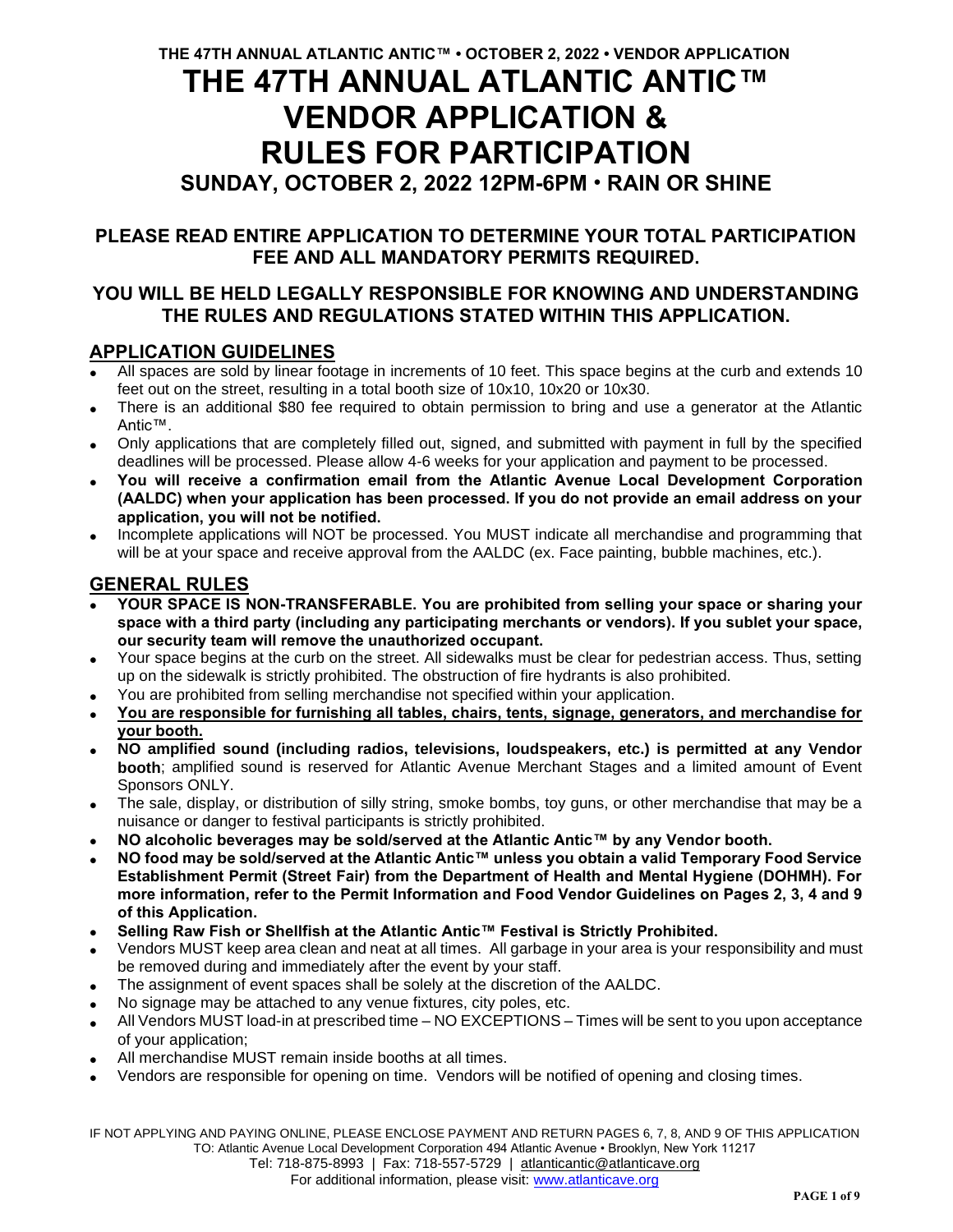# THE 47TH ANNUAL ATLANTIC ANTIC™ VENDOR APPLICATION & RULES FOR PARTICIPATION

## SUNDAY, OCTOBER 2, 2022 12PM-6PM • RAIN OR SHINE

**PLEASE READ ENTIRE APPLICATION TO DETERMINE YOUR TOTAL PARTICIPATION FEE AND ALL MANDATORY PERMITS REQUIRED.**

**YOU WILL BE HELD LEGALLY RESPONSIBLE FOR KNOWING AND UNDERSTANDING THE RULES AND REGULATIONS STATED WITHIN THIS APPLICATION.**

## APPLICATION GUIDELINES

- All spaces are sold by linear footage in increments of 10 feet. This space begins at the curb and extends 10 feet out on the street, resulting in a total booth size of 10x10, 10x20 or 10x30.
- There is an additional $80 fee required to obtain permission to bring and use a generator at the Atlantic Antic™.
- Only applications that are completely filled out, signed, and submitted with payment in full by the specified deadlines will be processed. Please allow 4-6 weeks for your application and payment to be processed.
- **You will receive a confirmation email from the Atlantic Avenue Local Development Corporation (AALDC) when your application has been processed. If you do not provide an email address on your application, you will not be notified.**
- Incomplete applications will NOT be processed. You MUST indicate all merchandise and programming that will be at your space and receive approval from the AALDC (ex. Face painting, bubble machines, etc.).

## GENERAL RULES

- **YOUR SPACE IS NON-TRANSFERABLE. You are prohibited from selling your space or sharing your space with a third party (including any participating merchants or vendors). If you sublet your space, our security team will remove the unauthorized occupant.**
- Your space begins at the curb on the street. All sidewalks must be clear for pedestrian access. Thus, setting up on the sidewalk is strictly prohibited. The obstruction of fire hydrants is also prohibited.
- You are prohibited from selling merchandise not specified within your application.
- **You are responsible for furnishing all tables, chairs, tents, signage, generators, and merchandise for your booth.**
- **NO amplified sound (including radios, televisions, loudspeakers, etc.) is permitted at any Vendor booth**; amplified sound is reserved for Atlantic Avenue Merchant Stages and a limited amount of Event Sponsors ONLY.
- The sale, display, or distribution of silly string, smoke bombs, toy guns, or other merchandise that may be a nuisance or danger to festival participants is strictly prohibited.
- **NO alcoholic beverages may be sold/served at the Atlantic Antic™ by any Vendor booth.**
- **NO food may be sold/served at the Atlantic Antic™ unless you obtain a valid Temporary Food Service Establishment Permit (Street Fair) from the Department of Health and Mental Hygiene (DOHMH). For more information, refer to the Permit Information and Food Vendor Guidelines on Pages 2, 3, 4 and 9 of this Application.**
- **Selling Raw Fish or Shellfish at the Atlantic Antic™ Festival is Strictly Prohibited.**
- Vendors MUST keep area clean and neat at all times. All garbage in your area is your responsibility and must be removed during and immediately after the event by your staff.
- The assignment of event spaces shall be solely at the discretion of the AALDC.
- No signage may be attached to any venue fixtures, city poles, etc.
- All Vendors MUST load-in at prescribed time – NO EXCEPTIONS – Times will be sent to you upon acceptance of your application;
- All merchandise MUST remain inside booths at all times.
- Vendors are responsible for opening on time. Vendors will be notified of opening and closing times.

IF NOT APPLYING AND PAYING ONLINE, PLEASE ENCLOSE PAYMENT AND RETURN PAGES 6, 7, 8, AND 9 OF THIS APPLICATION TO: Atlantic Avenue Local Development Corporation 494 Atlantic Avenue • Brooklyn, New York 11217
Tel: 718-875-8993 | Fax: 718-557-5729 | atlanticantic@atlanticave.org
For additional information, please visit: www.atlanticave.org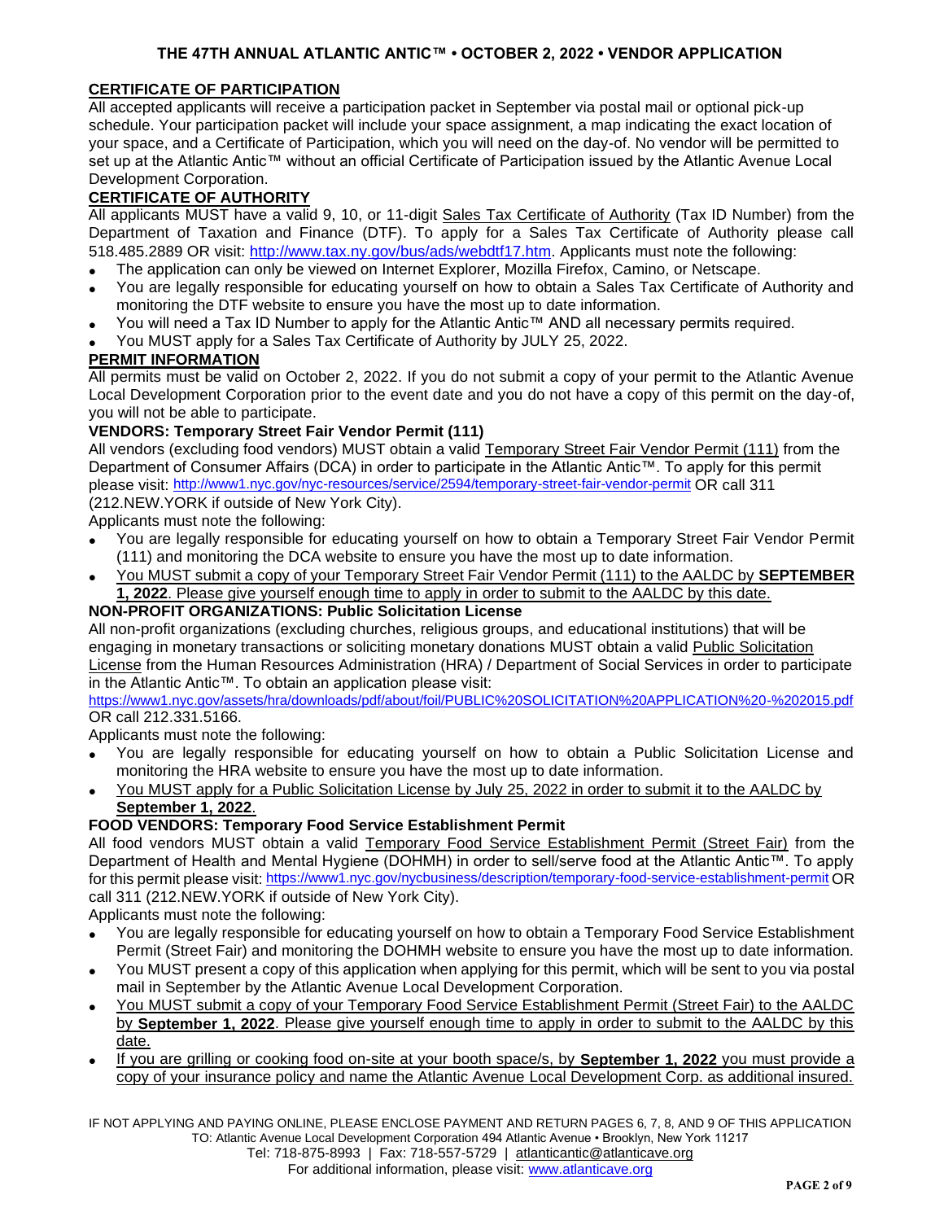## CERTIFICATE OF PARTICIPATION

All accepted applicants will receive a participation packet in September via postal mail or optional pick-up schedule. Your participation packet will include your space assignment, a map indicating the exact location of your space, and a Certificate of Participation, which you will need on the day-of. No vendor will be permitted to set up at the Atlantic Antic™ without an official Certificate of Participation issued by the Atlantic Avenue Local Development Corporation.

## CERTIFICATE OF AUTHORITY

All applicants MUST have a valid 9, 10, or 11-digit Sales Tax Certificate of Authority (Tax ID Number) from the Department of Taxation and Finance (DTF). To apply for a Sales Tax Certificate of Authority please call 518.485.2889 OR visit: http://www.tax.ny.gov/bus/ads/webdtf17.htm. Applicants must note the following:

- The application can only be viewed on Internet Explorer, Mozilla Firefox, Camino, or Netscape.
- You are legally responsible for educating yourself on how to obtain a Sales Tax Certificate of Authority and monitoring the DTF website to ensure you have the most up to date information.
- You will need a Tax ID Number to apply for the Atlantic Antic™ AND all necessary permits required.
- You MUST apply for a Sales Tax Certificate of Authority by JULY 25, 2022.

## PERMIT INFORMATION

All permits must be valid on October 2, 2022. If you do not submit a copy of your permit to the Atlantic Avenue Local Development Corporation prior to the event date and you do not have a copy of this permit on the day-of, you will not be able to participate.

### VENDORS: Temporary Street Fair Vendor Permit (111)

All vendors (excluding food vendors) MUST obtain a valid Temporary Street Fair Vendor Permit (111) from the Department of Consumer Affairs (DCA) in order to participate in the Atlantic Antic™. To apply for this permit please visit: http://www1.nyc.gov/nyc-resources/service/2594/temporary-street-fair-vendor-permit OR call 311 (212.NEW.YORK if outside of New York City).

Applicants must note the following:

- You are legally responsible for educating yourself on how to obtain a Temporary Street Fair Vendor Permit (111) and monitoring the DCA website to ensure you have the most up to date information.
- You MUST submit a copy of your Temporary Street Fair Vendor Permit (111) to the AALDC by **SEPTEMBER 1, 2022**. Please give yourself enough time to apply in order to submit to the AALDC by this date.

### NON-PROFIT ORGANIZATIONS: Public Solicitation License

All non-profit organizations (excluding churches, religious groups, and educational institutions) that will be engaging in monetary transactions or soliciting monetary donations MUST obtain a valid Public Solicitation License from the Human Resources Administration (HRA) / Department of Social Services in order to participate in the Atlantic Antic™. To obtain an application please visit: https://www1.nyc.gov/assets/hra/downloads/pdf/about/foil/PUBLIC%20SOLICITATION%20APPLICATION%20-%202015.pdf OR call 212.331.5166.

Applicants must note the following:

- You are legally responsible for educating yourself on how to obtain a Public Solicitation License and monitoring the HRA website to ensure you have the most up to date information.
- You MUST apply for a Public Solicitation License by July 25, 2022 in order to submit it to the AALDC by **September 1, 2022**.

### FOOD VENDORS: Temporary Food Service Establishment Permit

All food vendors MUST obtain a valid Temporary Food Service Establishment Permit (Street Fair) from the Department of Health and Mental Hygiene (DOHMH) in order to sell/serve food at the Atlantic Antic™. To apply for this permit please visit: https://www1.nyc.gov/nycbusiness/description/temporary-food-service-establishment-permit OR call 311 (212.NEW.YORK if outside of New York City).

Applicants must note the following:

- You are legally responsible for educating yourself on how to obtain a Temporary Food Service Establishment Permit (Street Fair) and monitoring the DOHMH website to ensure you have the most up to date information.
- You MUST present a copy of this application when applying for this permit, which will be sent to you via postal mail in September by the Atlantic Avenue Local Development Corporation.
- You MUST submit a copy of your Temporary Food Service Establishment Permit (Street Fair) to the AALDC by **September 1, 2022**. Please give yourself enough time to apply in order to submit to the AALDC by this date.
- If you are grilling or cooking food on-site at your booth space/s, by **September 1, 2022** you must provide a copy of your insurance policy and name the Atlantic Avenue Local Development Corp. as additional insured.

IF NOT APPLYING AND PAYING ONLINE, PLEASE ENCLOSE PAYMENT AND RETURN PAGES 6, 7, 8, AND 9 OF THIS APPLICATION TO: Atlantic Avenue Local Development Corporation 494 Atlantic Avenue • Brooklyn, New York 11217
Tel: 718-875-8993 | Fax: 718-557-5729 | atlanticantic@atlanticave.org
For additional information, please visit: www.atlanticave.org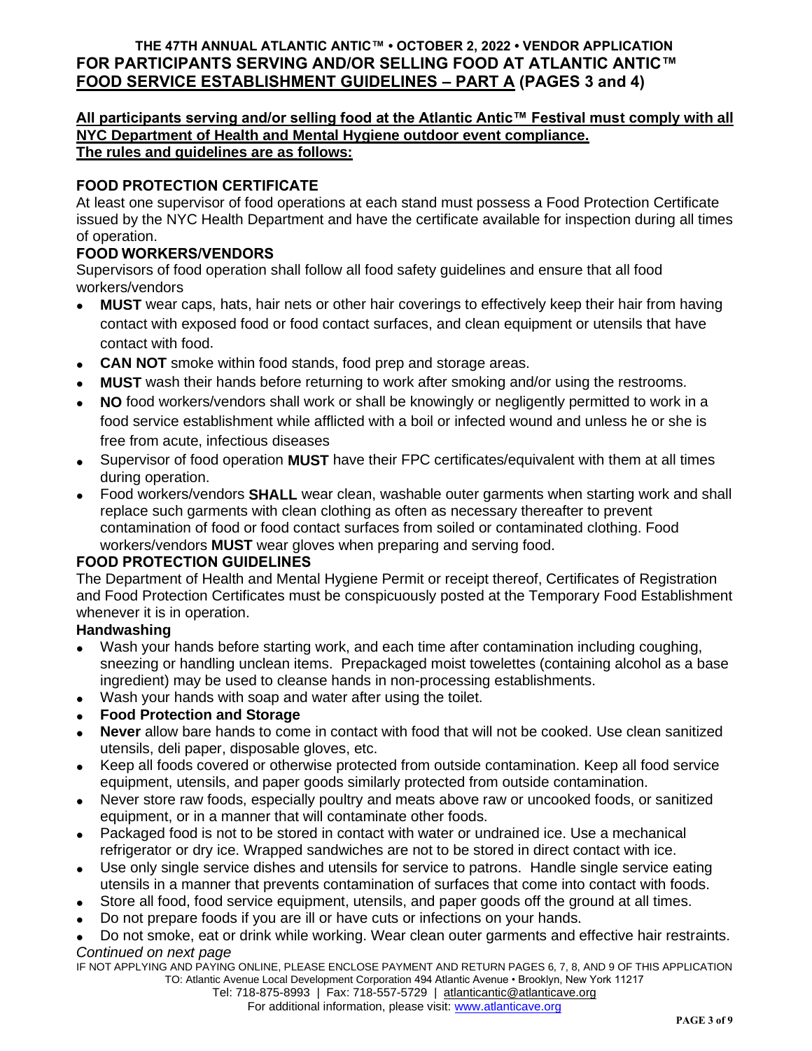**THE 47TH ANNUAL ATLANTIC ANTIC™ • OCTOBER 2, 2022 • VENDOR APPLICATION**

# FOR PARTICIPANTS SERVING AND/OR SELLING FOOD AT ATLANTIC ANTIC™

## <u>FOOD SERVICE ESTABLISHMENT GUIDELINES – PART A</u> (PAGES 3 and 4)

**<u>All participants serving and/or selling food at the Atlantic Antic™ Festival must comply with all NYC Department of Health and Mental Hygiene outdoor event compliance.</u>**
**<u>The rules and guidelines are as follows:</u>**

### FOOD PROTECTION CERTIFICATE

At least one supervisor of food operations at each stand must possess a Food Protection Certificate issued by the NYC Health Department and have the certificate available for inspection during all times of operation.

### FOOD WORKERS/VENDORS

Supervisors of food operation shall follow all food safety guidelines and ensure that all food workers/vendors

- **MUST** wear caps, hats, hair nets or other hair coverings to effectively keep their hair from having contact with exposed food or food contact surfaces, and clean equipment or utensils that have contact with food.
- **CAN NOT** smoke within food stands, food prep and storage areas.
- **MUST** wash their hands before returning to work after smoking and/or using the restrooms.
- **NO** food workers/vendors shall work or shall be knowingly or negligently permitted to work in a food service establishment while afflicted with a boil or infected wound and unless he or she is free from acute, infectious diseases
- Supervisor of food operation **MUST** have their FPC certificates/equivalent with them at all times during operation.
- Food workers/vendors **SHALL** wear clean, washable outer garments when starting work and shall replace such garments with clean clothing as often as necessary thereafter to prevent contamination of food or food contact surfaces from soiled or contaminated clothing. Food workers/vendors **MUST** wear gloves when preparing and serving food.

### FOOD PROTECTION GUIDELINES

The Department of Health and Mental Hygiene Permit or receipt thereof, Certificates of Registration and Food Protection Certificates must be conspicuously posted at the Temporary Food Establishment whenever it is in operation.

#### Handwashing

- Wash your hands before starting work, and each time after contamination including coughing, sneezing or handling unclean items. Prepackaged moist towelettes (containing alcohol as a base ingredient) may be used to cleanse hands in non-processing establishments.
- Wash your hands with soap and water after using the toilet.
- **Food Protection and Storage**
- **Never** allow bare hands to come in contact with food that will not be cooked. Use clean sanitized utensils, deli paper, disposable gloves, etc.
- Keep all foods covered or otherwise protected from outside contamination. Keep all food service equipment, utensils, and paper goods similarly protected from outside contamination.
- Never store raw foods, especially poultry and meats above raw or uncooked foods, or sanitized equipment, or in a manner that will contaminate other foods.
- Packaged food is not to be stored in contact with water or undrained ice. Use a mechanical refrigerator or dry ice. Wrapped sandwiches are not to be stored in direct contact with ice.
- Use only single service dishes and utensils for service to patrons. Handle single service eating utensils in a manner that prevents contamination of surfaces that come into contact with foods.
- Store all food, food service equipment, utensils, and paper goods off the ground at all times.
- Do not prepare foods if you are ill or have cuts or infections on your hands.
- Do not smoke, eat or drink while working. Wear clean outer garments and effective hair restraints.

*Continued on next page*

IF NOT APPLYING AND PAYING ONLINE, PLEASE ENCLOSE PAYMENT AND RETURN PAGES 6, 7, 8, AND 9 OF THIS APPLICATION
TO: Atlantic Avenue Local Development Corporation 494 Atlantic Avenue • Brooklyn, New York 11217
Tel: 718-875-8993 | Fax: 718-557-5729 | atlanticantic@atlanticave.org
For additional information, please visit: www.atlanticave.org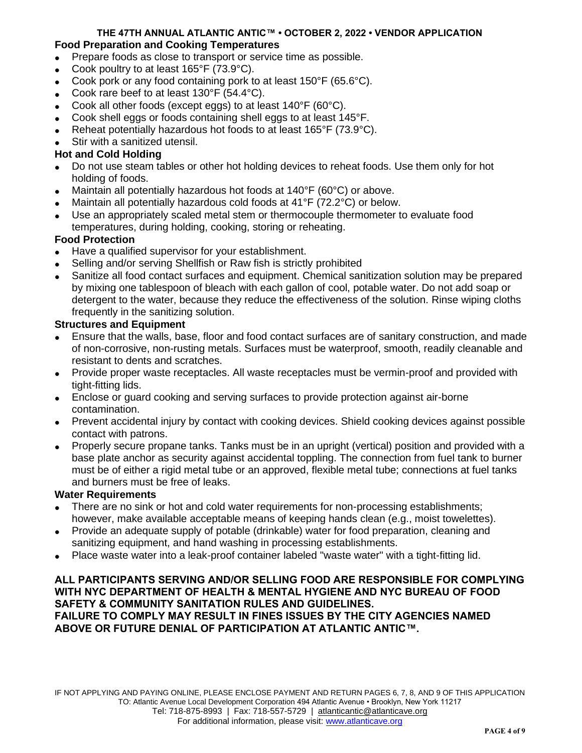**THE 47TH ANNUAL ATLANTIC ANTIC™ • OCTOBER 2, 2022 • VENDOR APPLICATION**

**Food Preparation and Cooking Temperatures**

- Prepare foods as close to transport or service time as possible.
- Cook poultry to at least 165°F (73.9°C).
- Cook pork or any food containing pork to at least 150°F (65.6°C).
- Cook rare beef to at least 130°F (54.4°C).
- Cook all other foods (except eggs) to at least 140°F (60°C).
- Cook shell eggs or foods containing shell eggs to at least 145°F.
- Reheat potentially hazardous hot foods to at least 165°F (73.9°C).
- Stir with a sanitized utensil.

**Hot and Cold Holding**

- Do not use steam tables or other hot holding devices to reheat foods. Use them only for hot holding of foods.
- Maintain all potentially hazardous hot foods at 140°F (60°C) or above.
- Maintain all potentially hazardous cold foods at 41°F (72.2°C) or below.
- Use an appropriately scaled metal stem or thermocouple thermometer to evaluate food temperatures, during holding, cooking, storing or reheating.

**Food Protection**

- Have a qualified supervisor for your establishment.
- Selling and/or serving Shellfish or Raw fish is strictly prohibited
- Sanitize all food contact surfaces and equipment. Chemical sanitization solution may be prepared by mixing one tablespoon of bleach with each gallon of cool, potable water. Do not add soap or detergent to the water, because they reduce the effectiveness of the solution. Rinse wiping cloths frequently in the sanitizing solution.

**Structures and Equipment**

- Ensure that the walls, base, floor and food contact surfaces are of sanitary construction, and made of non-corrosive, non-rusting metals. Surfaces must be waterproof, smooth, readily cleanable and resistant to dents and scratches.
- Provide proper waste receptacles. All waste receptacles must be vermin-proof and provided with tight-fitting lids.
- Enclose or guard cooking and serving surfaces to provide protection against air-borne contamination.
- Prevent accidental injury by contact with cooking devices. Shield cooking devices against possible contact with patrons.
- Properly secure propane tanks. Tanks must be in an upright (vertical) position and provided with a base plate anchor as security against accidental toppling. The connection from fuel tank to burner must be of either a rigid metal tube or an approved, flexible metal tube; connections at fuel tanks and burners must be free of leaks.

**Water Requirements**

- There are no sink or hot and cold water requirements for non-processing establishments; however, make available acceptable means of keeping hands clean (e.g., moist towelettes).
- Provide an adequate supply of potable (drinkable) water for food preparation, cleaning and sanitizing equipment, and hand washing in processing establishments.
- Place waste water into a leak-proof container labeled "waste water" with a tight-fitting lid.

**ALL PARTICIPANTS SERVING AND/OR SELLING FOOD ARE RESPONSIBLE FOR COMPLYING WITH NYC DEPARTMENT OF HEALTH & MENTAL HYGIENE AND NYC BUREAU OF FOOD SAFETY & COMMUNITY SANITATION RULES AND GUIDELINES.**
**FAILURE TO COMPLY MAY RESULT IN FINES ISSUES BY THE CITY AGENCIES NAMED ABOVE OR FUTURE DENIAL OF PARTICIPATION AT ATLANTIC ANTIC™.**

IF NOT APPLYING AND PAYING ONLINE, PLEASE ENCLOSE PAYMENT AND RETURN PAGES 6, 7, 8, AND 9 OF THIS APPLICATION
TO: Atlantic Avenue Local Development Corporation 494 Atlantic Avenue • Brooklyn, New York 11217
Tel: 718-875-8993 | Fax: 718-557-5729 | atlanticantic@atlanticave.org
For additional information, please visit: www.atlanticave.org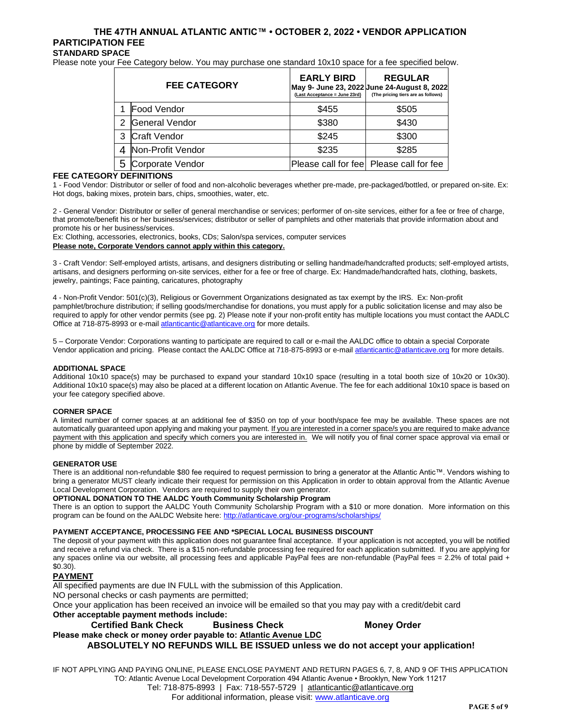# THE 47TH ANNUAL ATLANTIC ANTIC™ • OCTOBER 2, 2022 • VENDOR APPLICATION

## PARTICIPATION FEE

### STANDARD SPACE

Please note your Fee Category below. You may purchase one standard 10x10 space for a fee specified below.

| | FEE CATEGORY | EARLY BIRD May 9- June 23, 2022 (Last Acceptance = June 23rd) | REGULAR June 24-August 8, 2022 (The pricing tiers are as follows) |
|---|---|---|---|
| 1 | Food Vendor | $455 | $505 |
| 2 | General Vendor | $380 | $430 |
| 3 | Craft Vendor | $245 | $300 |
| 4 | Non-Profit Vendor | $235 | $285 |
| 5 | Corporate Vendor | Please call for fee | Please call for fee |

### FEE CATEGORY DEFINITIONS

1 - Food Vendor: Distributor or seller of food and non-alcoholic beverages whether pre-made, pre-packaged/bottled, or prepared on-site. Ex: Hot dogs, baking mixes, protein bars, chips, smoothies, water, etc.

2 - General Vendor: Distributor or seller of general merchandise or services; performer of on-site services, either for a fee or free of charge, that promote/benefit his or her business/services; distributor or seller of pamphlets and other materials that provide information about and promote his or her business/services.
Ex: Clothing, accessories, electronics, books, CDs; Salon/spa services, computer services
**Please note, Corporate Vendors cannot apply within this category.**

3 - Craft Vendor: Self-employed artists, artisans, and designers distributing or selling handmade/handcrafted products; self-employed artists, artisans, and designers performing on-site services, either for a fee or free of charge. Ex: Handmade/handcrafted hats, clothing, baskets, jewelry, paintings; Face painting, caricatures, photography

4 - Non-Profit Vendor: 501(c)(3), Religious or Government Organizations designated as tax exempt by the IRS. Ex: Non-profit pamphlet/brochure distribution; if selling goods/merchandise for donations, you must apply for a public solicitation license and may also be required to apply for other vendor permits (see pg. 2) Please note if your non-profit entity has multiple locations you must contact the AADLC Office at 718-875-8993 or e-mail atlanticantic@atlanticave.org for more details.

5 – Corporate Vendor: Corporations wanting to participate are required to call or e-mail the AALDC office to obtain a special Corporate Vendor application and pricing. Please contact the AALDC Office at 718-875-8993 or e-mail atlanticantic@atlanticave.org for more details.

#### ADDITIONAL SPACE

Additional 10x10 space(s) may be purchased to expand your standard 10x10 space (resulting in a total booth size of 10x20 or 10x30). Additional 10x10 space(s) may also be placed at a different location on Atlantic Avenue. The fee for each additional 10x10 space is based on your fee category specified above.

#### CORNER SPACE

A limited number of corner spaces at an additional fee of $350 on top of your booth/space fee may be available. These spaces are not automatically guaranteed upon applying and making your payment. If you are interested in a corner space/s you are required to make advance payment with this application and specify which corners you are interested in. We will notify you of final corner space approval via email or phone by middle of September 2022.

#### GENERATOR USE

There is an additional non-refundable $80 fee required to request permission to bring a generator at the Atlantic Antic™. Vendors wishing to bring a generator MUST clearly indicate their request for permission on this Application in order to obtain approval from the Atlantic Avenue Local Development Corporation. Vendors are required to supply their own generator.

#### OPTIONAL DONATION TO THE AALDC Youth Community Scholarship Program

There is an option to support the AALDC Youth Community Scholarship Program with a $10 or more donation. More information on this program can be found on the AALDC Website here: http://atlanticave.org/our-programs/scholarships/

#### PAYMENT ACCEPTANCE, PROCESSING FEE AND *SPECIAL LOCAL BUSINESS DISCOUNT

The deposit of your payment with this application does not guarantee final acceptance. If your application is not accepted, you will be notified and receive a refund via check. There is a $15 non-refundable processing fee required for each application submitted. If you are applying for any spaces online via our website, all processing fees and applicable PayPal fees are non-refundable (PayPal fees = 2.2% of total paid + $0.30).

### PAYMENT

All specified payments are due IN FULL with the submission of this Application.
NO personal checks or cash payments are permitted;
Once your application has been received an invoice will be emailed so that you may pay with a credit/debit card
**Other acceptable payment methods include:**

**Certified Bank Check** **Business Check** **Money Order**

**Please make check or money order payable to: Atlantic Avenue LDC**

**ABSOLUTELY NO REFUNDS WILL BE ISSUED unless we do not accept your application!**

IF NOT APPLYING AND PAYING ONLINE, PLEASE ENCLOSE PAYMENT AND RETURN PAGES 6, 7, 8, AND 9 OF THIS APPLICATION
TO: Atlantic Avenue Local Development Corporation 494 Atlantic Avenue • Brooklyn, New York 11217
Tel: 718-875-8993 | Fax: 718-557-5729 | atlanticantic@atlanticave.org
For additional information, please visit: www.atlanticave.org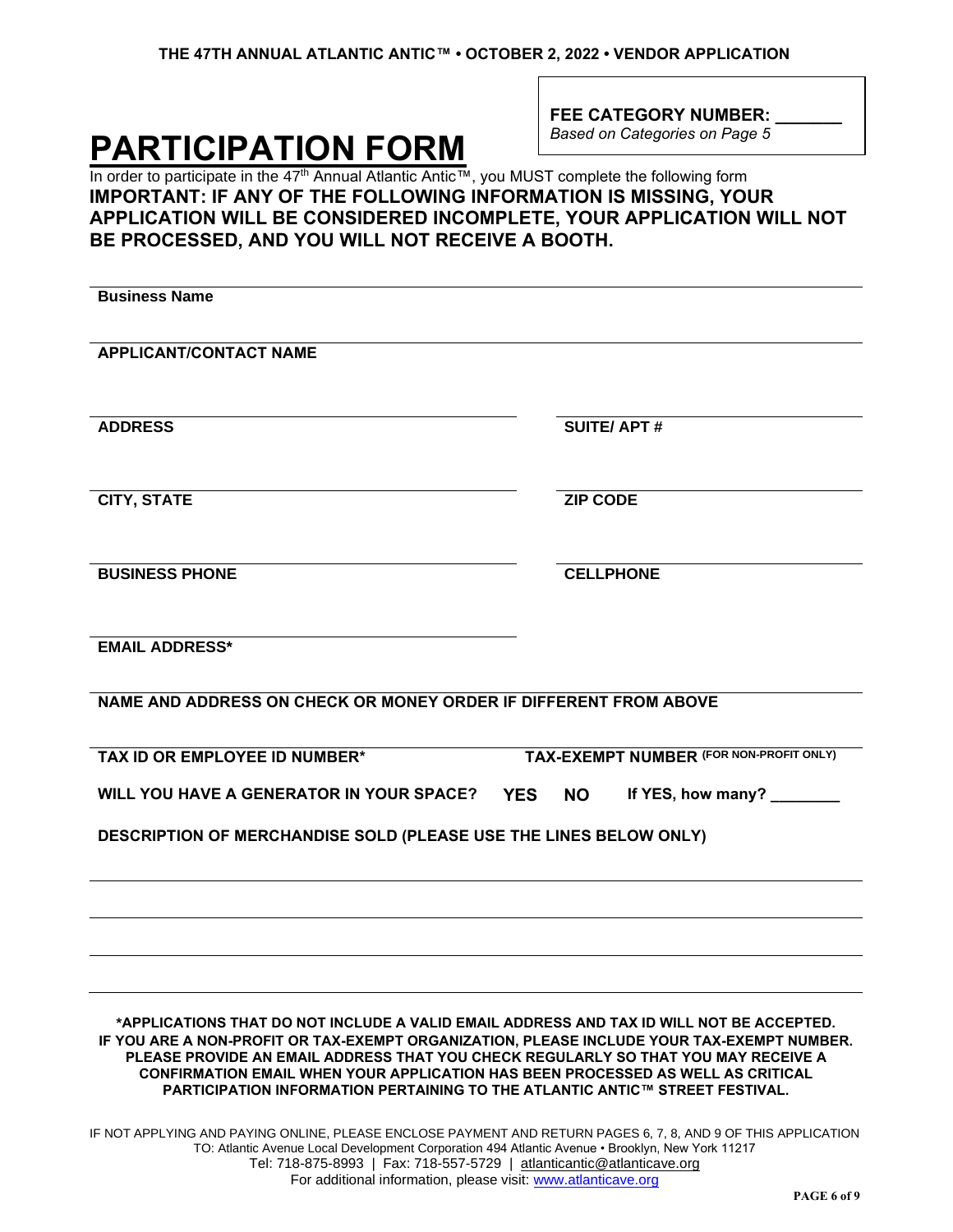THE 47TH ANNUAL ATLANTIC ANTIC™ • OCTOBER 2, 2022 • VENDOR APPLICATION

**FEE CATEGORY NUMBER: _______**
*Based on Categories on Page 5*

# PARTICIPATION FORM

In order to participate in the 47th Annual Atlantic Antic™, you MUST complete the following form

**IMPORTANT: IF ANY OF THE FOLLOWING INFORMATION IS MISSING, YOUR APPLICATION WILL BE CONSIDERED INCOMPLETE, YOUR APPLICATION WILL NOT BE PROCESSED, AND YOU WILL NOT RECEIVE A BOOTH.**

**Business Name** ______________________________

**APPLICANT/CONTACT NAME** ______________________________

**ADDRESS** ______________________________ **SUITE/ APT #** ______________

**CITY, STATE** ______________________________ **ZIP CODE** ______________

**BUSINESS PHONE** ______________________________ **CELLPHONE** ______________

**EMAIL ADDRESS*** ______________________________

**NAME AND ADDRESS ON CHECK OR MONEY ORDER IF DIFFERENT FROM ABOVE** ______________________________

**TAX ID OR EMPLOYEE ID NUMBER*** ______________ **TAX-EXEMPT NUMBER (FOR NON-PROFIT ONLY)** ______________

**WILL YOU HAVE A GENERATOR IN YOUR SPACE? YES NO If YES, how many? ________**

**DESCRIPTION OF MERCHANDISE SOLD (PLEASE USE THE LINES BELOW ONLY)**

______________________________

______________________________

______________________________

______________________________

**\*APPLICATIONS THAT DO NOT INCLUDE A VALID EMAIL ADDRESS AND TAX ID WILL NOT BE ACCEPTED. IF YOU ARE A NON-PROFIT OR TAX-EXEMPT ORGANIZATION, PLEASE INCLUDE YOUR TAX-EXEMPT NUMBER. PLEASE PROVIDE AN EMAIL ADDRESS THAT YOU CHECK REGULARLY SO THAT YOU MAY RECEIVE A CONFIRMATION EMAIL WHEN YOUR APPLICATION HAS BEEN PROCESSED AS WELL AS CRITICAL PARTICIPATION INFORMATION PERTAINING TO THE ATLANTIC ANTIC™ STREET FESTIVAL.**

IF NOT APPLYING AND PAYING ONLINE, PLEASE ENCLOSE PAYMENT AND RETURN PAGES 6, 7, 8, AND 9 OF THIS APPLICATION TO: Atlantic Avenue Local Development Corporation 494 Atlantic Avenue • Brooklyn, New York 11217
Tel: 718-875-8993 | Fax: 718-557-5729 | atlanticantic@atlanticave.org
For additional information, please visit: www.atlanticave.org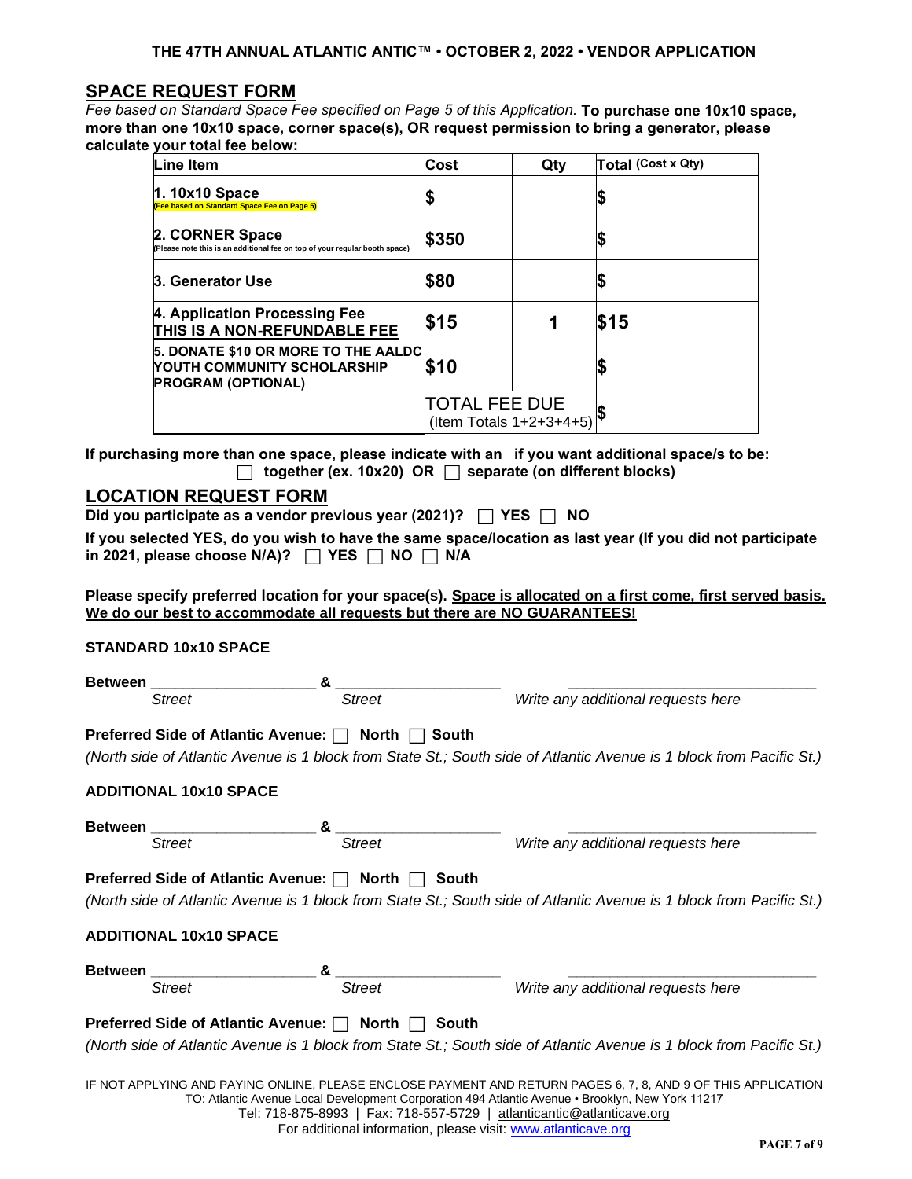THE 47TH ANNUAL ATLANTIC ANTIC™ • OCTOBER 2, 2022 • VENDOR APPLICATION

## SPACE REQUEST FORM

*Fee based on Standard Space Fee specified on Page 5 of this Application.* **To purchase one 10x10 space, more than one 10x10 space, corner space(s), OR request permission to bring a generator, please calculate your total fee below:**

| Line Item | Cost | Qty | Total (Cost x Qty) |
|---|---|---|---|
| **1. 10x10 Space** (Fee based on Standard Space Fee on Page 5) | $ | | $ |
| **2. CORNER Space** (Please note this is an additional fee on top of your regular booth space) | $350 | | $ |
| **3. Generator Use** | $80 | | $ |
| **4. Application Processing Fee** **THIS IS A NON-REFUNDABLE FEE** | $15 | 1 | $15 |
| **5. DONATE $10 OR MORE TO THE AALDC YOUTH COMMUNITY SCHOLARSHIP PROGRAM (OPTIONAL)** | $10 | | $ |
| | TOTAL FEE DUE (Item Totals 1+2+3+4+5) | | $ |

**If purchasing more than one space, please indicate with an if you want additional space/s to be:**
☐ **together (ex. 10x20) OR** ☐ **separate (on different blocks)**

## LOCATION REQUEST FORM

**Did you participate as a vendor previous year (2021)?** ☐ **YES** ☐ **NO**

**If you selected YES, do you wish to have the same space/location as last year (If you did not participate in 2021, please choose N/A)?** ☐ **YES** ☐ **NO** ☐ **N/A**

**Please specify preferred location for your space(s). Space is allocated on a first come, first served basis. We do our best to accommodate all requests but there are NO GUARANTEES!**

**STANDARD 10x10 SPACE**

**Between** ____________________ **&** ____________________ ______________________________
*Street* *Street* *Write any additional requests here*

**Preferred Side of Atlantic Avenue:** ☐ **North** ☐ **South**

*(North side of Atlantic Avenue is 1 block from State St.; South side of Atlantic Avenue is 1 block from Pacific St.)*

**ADDITIONAL 10x10 SPACE**

**Between** ____________________ **&** ____________________ ______________________________
*Street* *Street* *Write any additional requests here*

**Preferred Side of Atlantic Avenue:** ☐ **North** ☐ **South**

*(North side of Atlantic Avenue is 1 block from State St.; South side of Atlantic Avenue is 1 block from Pacific St.)*

**ADDITIONAL 10x10 SPACE**

**Between** ____________________ **&** ____________________ ______________________________
*Street* *Street* *Write any additional requests here*

**Preferred Side of Atlantic Avenue:** ☐ **North** ☐ **South**

*(North side of Atlantic Avenue is 1 block from State St.; South side of Atlantic Avenue is 1 block from Pacific St.)*

IF NOT APPLYING AND PAYING ONLINE, PLEASE ENCLOSE PAYMENT AND RETURN PAGES 6, 7, 8, AND 9 OF THIS APPLICATION
TO: Atlantic Avenue Local Development Corporation 494 Atlantic Avenue • Brooklyn, New York 11217
Tel: 718-875-8993 | Fax: 718-557-5729 | atlanticantic@atlanticave.org
For additional information, please visit: www.atlanticave.org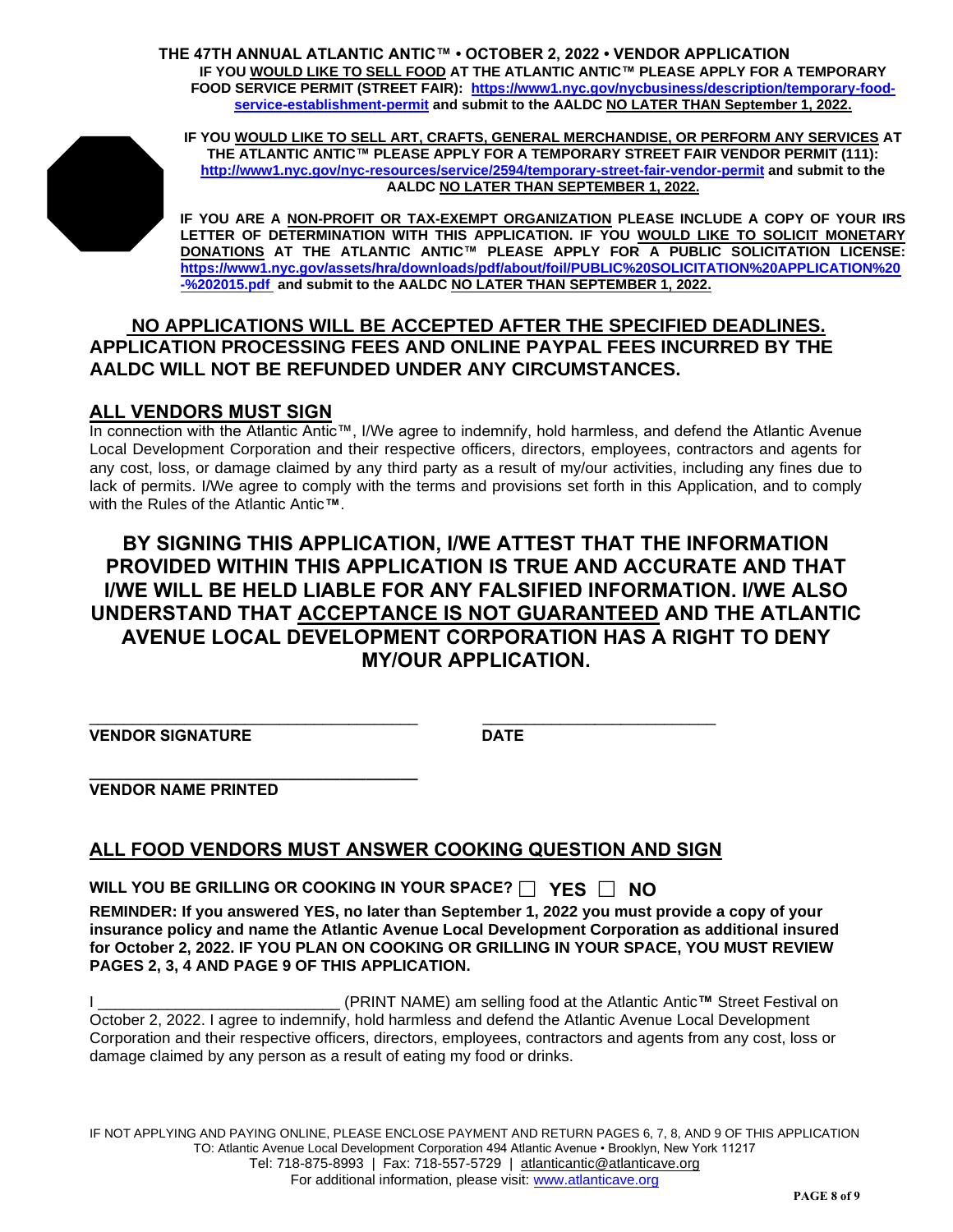**THE 47TH ANNUAL ATLANTIC ANTIC™ • OCTOBER 2, 2022 • VENDOR APPLICATION**

**IF YOU WOULD LIKE TO SELL FOOD AT THE ATLANTIC ANTIC™ PLEASE APPLY FOR A TEMPORARY FOOD SERVICE PERMIT (STREET FAIR): https://www1.nyc.gov/nycbusiness/description/temporary-food-service-establishment-permit and submit to the AALDC NO LATER THAN September 1, 2022.**

**IF YOU WOULD LIKE TO SELL ART, CRAFTS, GENERAL MERCHANDISE, OR PERFORM ANY SERVICES AT THE ATLANTIC ANTIC™ PLEASE APPLY FOR A TEMPORARY STREET FAIR VENDOR PERMIT (111): http://www1.nyc.gov/nyc-resources/service/2594/temporary-street-fair-vendor-permit and submit to the AALDC NO LATER THAN SEPTEMBER 1, 2022.**

**IF YOU ARE A NON-PROFIT OR TAX-EXEMPT ORGANIZATION PLEASE INCLUDE A COPY OF YOUR IRS LETTER OF DETERMINATION WITH THIS APPLICATION. IF YOU WOULD LIKE TO SOLICIT MONETARY DONATIONS AT THE ATLANTIC ANTIC™ PLEASE APPLY FOR A PUBLIC SOLICITATION LICENSE: https://www1.nyc.gov/assets/hra/downloads/pdf/about/foil/PUBLIC%20SOLICITATION%20APPLICATION%20-%202015.pdf and submit to the AALDC NO LATER THAN SEPTEMBER 1, 2022.**

## NO APPLICATIONS WILL BE ACCEPTED AFTER THE SPECIFIED DEADLINES. APPLICATION PROCESSING FEES AND ONLINE PAYPAL FEES INCURRED BY THE AALDC WILL NOT BE REFUNDED UNDER ANY CIRCUMSTANCES.

## ALL VENDORS MUST SIGN

In connection with the Atlantic Antic™, I/We agree to indemnify, hold harmless, and defend the Atlantic Avenue Local Development Corporation and their respective officers, directors, employees, contractors and agents for any cost, loss, or damage claimed by any third party as a result of my/our activities, including any fines due to lack of permits. I/We agree to comply with the terms and provisions set forth in this Application, and to comply with the Rules of the Atlantic Antic™.

## BY SIGNING THIS APPLICATION, I/WE ATTEST THAT THE INFORMATION PROVIDED WITHIN THIS APPLICATION IS TRUE AND ACCURATE AND THAT I/WE WILL BE HELD LIABLE FOR ANY FALSIFIED INFORMATION. I/WE ALSO UNDERSTAND THAT ACCEPTANCE IS NOT GUARANTEED AND THE ATLANTIC AVENUE LOCAL DEVELOPMENT CORPORATION HAS A RIGHT TO DENY MY/OUR APPLICATION.

_____________________________________ &nbsp;&nbsp;&nbsp; __________________________

**VENDOR SIGNATURE** &nbsp;&nbsp;&nbsp; **DATE**

_____________________________________

**VENDOR NAME PRINTED**

## ALL FOOD VENDORS MUST ANSWER COOKING QUESTION AND SIGN

**WILL YOU BE GRILLING OR COOKING IN YOUR SPACE? ☐ YES ☐ NO**

**REMINDER: If you answered YES, no later than September 1, 2022 you must provide a copy of your insurance policy and name the Atlantic Avenue Local Development Corporation as additional insured for October 2, 2022. IF YOU PLAN ON COOKING OR GRILLING IN YOUR SPACE, YOU MUST REVIEW PAGES 2, 3, 4 AND PAGE 9 OF THIS APPLICATION.**

I ___________________________ (PRINT NAME) am selling food at the Atlantic Antic™ Street Festival on October 2, 2022. I agree to indemnify, hold harmless and defend the Atlantic Avenue Local Development Corporation and their respective officers, directors, employees, contractors and agents from any cost, loss or damage claimed by any person as a result of eating my food or drinks.

IF NOT APPLYING AND PAYING ONLINE, PLEASE ENCLOSE PAYMENT AND RETURN PAGES 6, 7, 8, AND 9 OF THIS APPLICATION TO: Atlantic Avenue Local Development Corporation 494 Atlantic Avenue • Brooklyn, New York 11217
Tel: 718-875-8993 | Fax: 718-557-5729 | atlanticantic@atlanticave.org
For additional information, please visit: www.atlanticave.org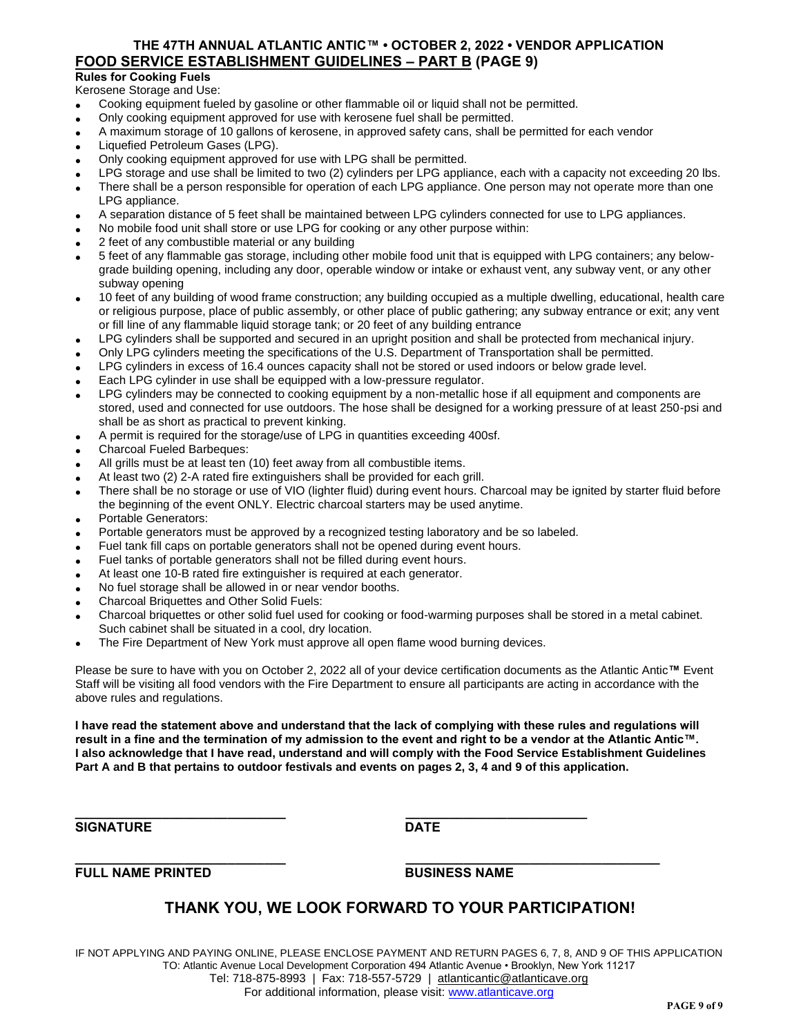## THE 47TH ANNUAL ATLANTIC ANTIC™ • OCTOBER 2, 2022 • VENDOR APPLICATION

## FOOD SERVICE ESTABLISHMENT GUIDELINES – PART B (PAGE 9)

**Rules for Cooking Fuels**

Kerosene Storage and Use:

- Cooking equipment fueled by gasoline or other flammable oil or liquid shall not be permitted.
- Only cooking equipment approved for use with kerosene fuel shall be permitted.
- A maximum storage of 10 gallons of kerosene, in approved safety cans, shall be permitted for each vendor
- Liquefied Petroleum Gases (LPG).
- Only cooking equipment approved for use with LPG shall be permitted.
- LPG storage and use shall be limited to two (2) cylinders per LPG appliance, each with a capacity not exceeding 20 lbs.
- There shall be a person responsible for operation of each LPG appliance. One person may not operate more than one LPG appliance.
- A separation distance of 5 feet shall be maintained between LPG cylinders connected for use to LPG appliances.
- No mobile food unit shall store or use LPG for cooking or any other purpose within:
- 2 feet of any combustible material or any building
- 5 feet of any flammable gas storage, including other mobile food unit that is equipped with LPG containers; any below-grade building opening, including any door, operable window or intake or exhaust vent, any subway vent, or any other subway opening
- 10 feet of any building of wood frame construction; any building occupied as a multiple dwelling, educational, health care or religious purpose, place of public assembly, or other place of public gathering; any subway entrance or exit; any vent or fill line of any flammable liquid storage tank; or 20 feet of any building entrance
- LPG cylinders shall be supported and secured in an upright position and shall be protected from mechanical injury.
- Only LPG cylinders meeting the specifications of the U.S. Department of Transportation shall be permitted.
- LPG cylinders in excess of 16.4 ounces capacity shall not be stored or used indoors or below grade level.
- Each LPG cylinder in use shall be equipped with a low-pressure regulator.
- LPG cylinders may be connected to cooking equipment by a non-metallic hose if all equipment and components are stored, used and connected for use outdoors. The hose shall be designed for a working pressure of at least 250-psi and shall be as short as practical to prevent kinking.
- A permit is required for the storage/use of LPG in quantities exceeding 400sf.
- Charcoal Fueled Barbeques:
- All grills must be at least ten (10) feet away from all combustible items.
- At least two (2) 2-A rated fire extinguishers shall be provided for each grill.
- There shall be no storage or use of VIO (lighter fluid) during event hours. Charcoal may be ignited by starter fluid before the beginning of the event ONLY. Electric charcoal starters may be used anytime.
- Portable Generators:
- Portable generators must be approved by a recognized testing laboratory and be so labeled.
- Fuel tank fill caps on portable generators shall not be opened during event hours.
- Fuel tanks of portable generators shall not be filled during event hours.
- At least one 10-B rated fire extinguisher is required at each generator.
- No fuel storage shall be allowed in or near vendor booths.
- Charcoal Briquettes and Other Solid Fuels:
- Charcoal briquettes or other solid fuel used for cooking or food-warming purposes shall be stored in a metal cabinet. Such cabinet shall be situated in a cool, dry location.
- The Fire Department of New York must approve all open flame wood burning devices.

Please be sure to have with you on October 2, 2022 all of your device certification documents as the Atlantic Antic™ Event Staff will be visiting all food vendors with the Fire Department to ensure all participants are acting in accordance with the above rules and regulations.

**I have read the statement above and understand that the lack of complying with these rules and regulations will result in a fine and the termination of my admission to the event and right to be a vendor at the Atlantic Antic™. I also acknowledge that I have read, understand and will comply with the Food Service Establishment Guidelines Part A and B that pertains to outdoor festivals and events on pages 2, 3, 4 and 9 of this application.**

______________________________ ______________________________

**SIGNATURE** **DATE**

______________________________ ______________________________

**FULL NAME PRINTED** **BUSINESS NAME**

## THANK YOU, WE LOOK FORWARD TO YOUR PARTICIPATION!

IF NOT APPLYING AND PAYING ONLINE, PLEASE ENCLOSE PAYMENT AND RETURN PAGES 6, 7, 8, AND 9 OF THIS APPLICATION
TO: Atlantic Avenue Local Development Corporation 494 Atlantic Avenue • Brooklyn, New York 11217
Tel: 718-875-8993 | Fax: 718-557-5729 | atlanticantic@atlanticave.org
For additional information, please visit: www.atlanticave.org